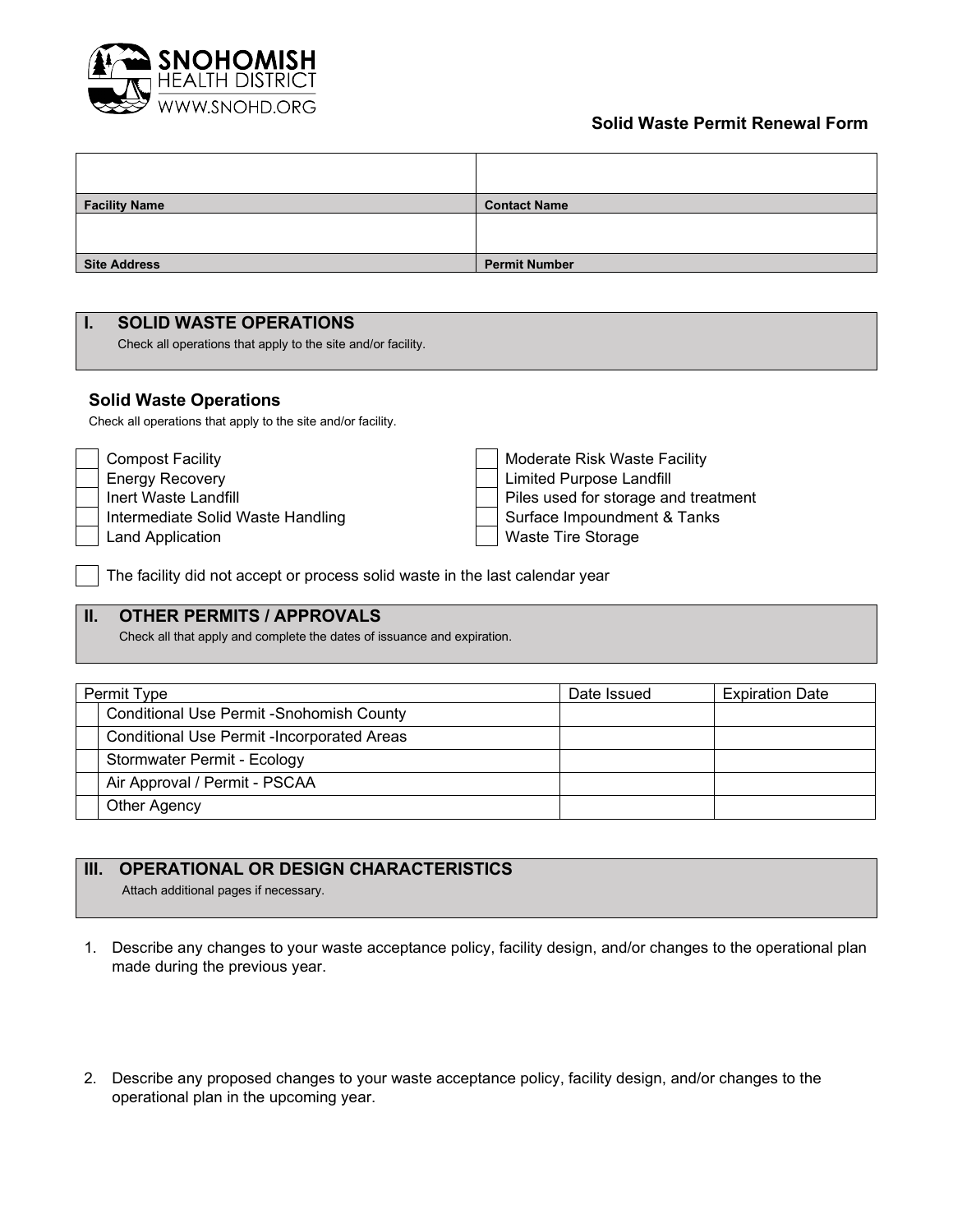**Solid Waste Permit Renewal Form**

| | |
|---|---|
| | |
| **Facility Name** | **Contact Name** |
| | |
| **Site Address** | **Permit Number** |

## I. SOLID WASTE OPERATIONS

Check all operations that apply to the site and/or facility.

### Solid Waste Operations

Check all operations that apply to the site and/or facility.

- [ ] Compost Facility
- [ ] Energy Recovery
- [ ] Inert Waste Landfill
- [ ] Intermediate Solid Waste Handling
- [ ] Land Application
- [ ] Moderate Risk Waste Facility
- [ ] Limited Purpose Landfill
- [ ] Piles used for storage and treatment
- [ ] Surface Impoundment & Tanks
- [ ] Waste Tire Storage

- [ ] The facility did not accept or process solid waste in the last calendar year

## II. OTHER PERMITS / APPROVALS

Check all that apply and complete the dates of issuance and expiration.

| | Permit Type | Date Issued | Expiration Date |
|---|---|---|---|
| | Conditional Use Permit -Snohomish County | | |
| | Conditional Use Permit -Incorporated Areas | | |
| | Stormwater Permit - Ecology | | |
| | Air Approval / Permit - PSCAA | | |
| | Other Agency | | |

## III. OPERATIONAL OR DESIGN CHARACTERISTICS

Attach additional pages if necessary.

1. Describe any changes to your waste acceptance policy, facility design, and/or changes to the operational plan made during the previous year.

2. Describe any proposed changes to your waste acceptance policy, facility design, and/or changes to the operational plan in the upcoming year.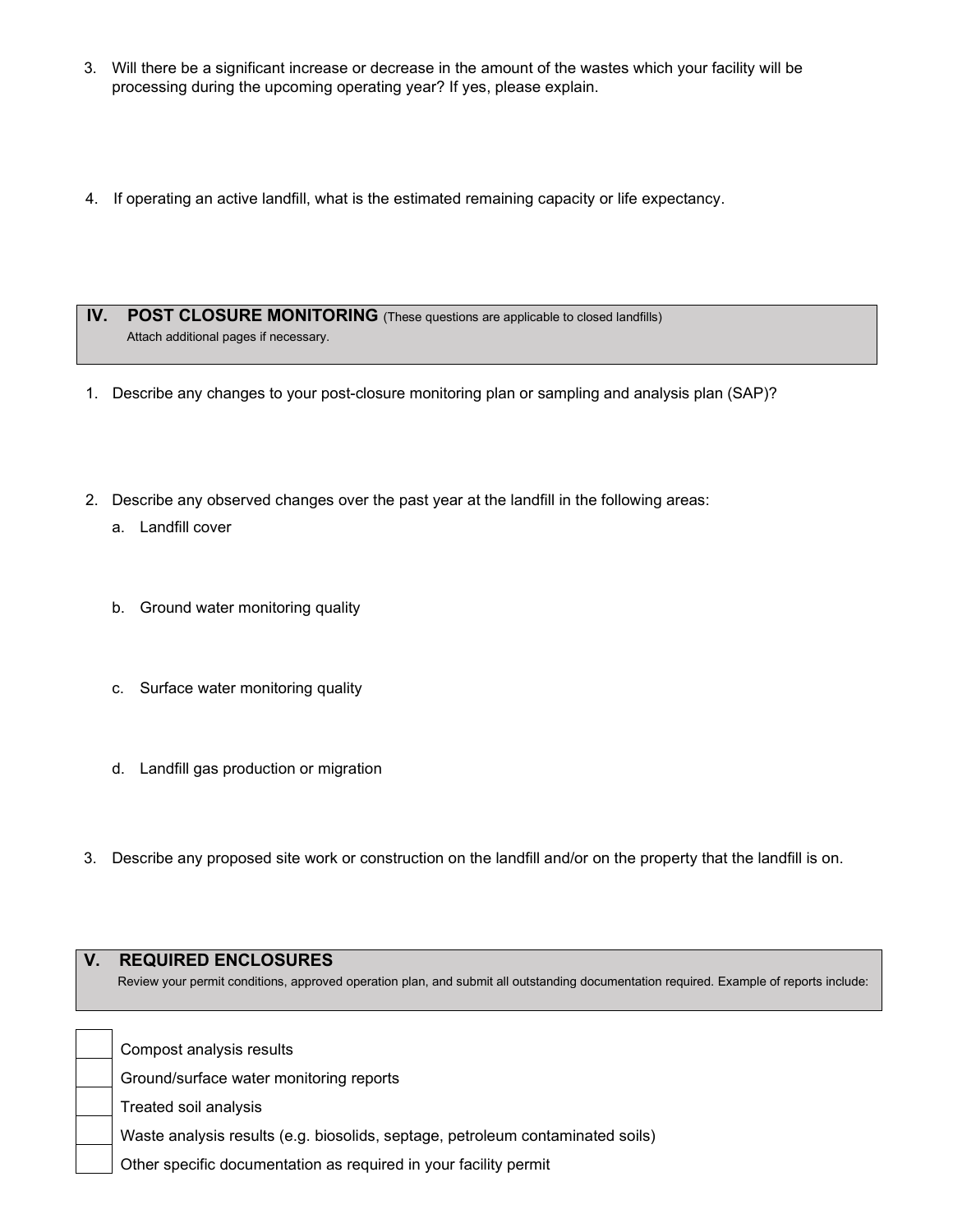3. Will there be a significant increase or decrease in the amount of the wastes which your facility will be processing during the upcoming operating year? If yes, please explain.

4. If operating an active landfill, what is the estimated remaining capacity or life expectancy.

## IV. POST CLOSURE MONITORING (These questions are applicable to closed landfills)

Attach additional pages if necessary.

1. Describe any changes to your post-closure monitoring plan or sampling and analysis plan (SAP)?

2. Describe any observed changes over the past year at the landfill in the following areas:
   a. Landfill cover

   b. Ground water monitoring quality

   c. Surface water monitoring quality

   d. Landfill gas production or migration

3. Describe any proposed site work or construction on the landfill and/or on the property that the landfill is on.

## V. REQUIRED ENCLOSURES

Review your permit conditions, approved operation plan, and submit all outstanding documentation required. Example of reports include:

- [ ] Compost analysis results
- [ ] Ground/surface water monitoring reports
- [ ] Treated soil analysis
- [ ] Waste analysis results (e.g. biosolids, septage, petroleum contaminated soils)
- [ ] Other specific documentation as required in your facility permit